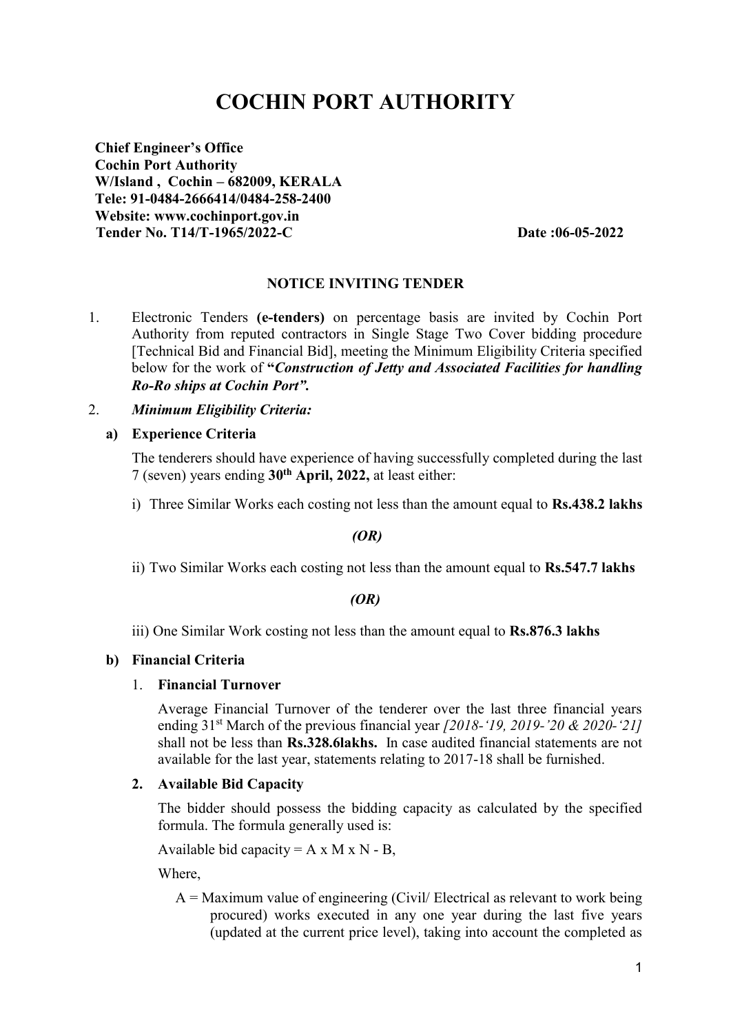# COCHIN PORT AUTHORITY

**Chief Engineer's Office**
**Cochin Port Authority**
**W/Island , Cochin – 682009, KERALA**
**Tele: 91-0484-2666414/0484-258-2400**
**Website: www.cochinport.gov.in**
**Tender No. T14/T-1965/2022-C** **Date :06-05-2022**

**NOTICE INVITING TENDER**

1. Electronic Tenders **(e-tenders)** on percentage basis are invited by Cochin Port Authority from reputed contractors in Single Stage Two Cover bidding procedure [Technical Bid and Financial Bid], meeting the Minimum Eligibility Criteria specified below for the work of **"*Construction of Jetty and Associated Facilities for handling Ro-Ro ships at Cochin Port"*.**

2. ***Minimum Eligibility Criteria:***

   **a) Experience Criteria**

   The tenderers should have experience of having successfully completed during the last 7 (seven) years ending **30th April, 2022,** at least either:

   i) Three Similar Works each costing not less than the amount equal to **Rs.438.2 lakhs**

   ***(OR)***

   ii) Two Similar Works each costing not less than the amount equal to **Rs.547.7 lakhs**

   ***(OR)***

   iii) One Similar Work costing not less than the amount equal to **Rs.876.3 lakhs**

   **b) Financial Criteria**

   1. **Financial Turnover**

      Average Financial Turnover of the tenderer over the last three financial years ending 31st March of the previous financial year *[2018-'19, 2019-'20 & 2020-'21]* shall not be less than **Rs.328.6lakhs.** In case audited financial statements are not available for the last year, statements relating to 2017-18 shall be furnished.

   2. **Available Bid Capacity**

      The bidder should possess the bidding capacity as calculated by the specified formula. The formula generally used is:

      Available bid capacity = $A \times M \times N - B$,

      Where,

      A = Maximum value of engineering (Civil/ Electrical as relevant to work being procured) works executed in any one year during the last five years (updated at the current price level), taking into account the completed as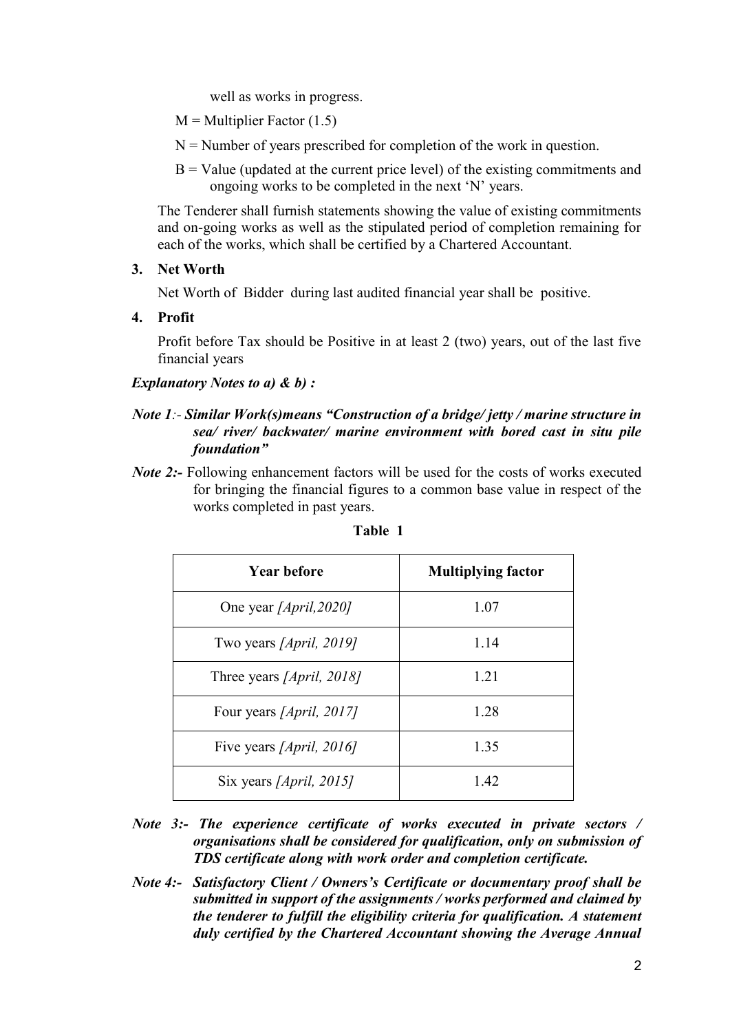well as works in progress.

M = Multiplier Factor (1.5)

N = Number of years prescribed for completion of the work in question.

B = Value (updated at the current price level) of the existing commitments and ongoing works to be completed in the next 'N' years.

The Tenderer shall furnish statements showing the value of existing commitments and on-going works as well as the stipulated period of completion remaining for each of the works, which shall be certified by a Chartered Accountant.

**3. Net Worth**

Net Worth of Bidder during last audited financial year shall be positive.

**4. Profit**

Profit before Tax should be Positive in at least 2 (two) years, out of the last five financial years

***Explanatory Notes to a) & b) :***

***Note 1:- Similar Work(s)means "Construction of a bridge/ jetty / marine structure in sea/ river/ backwater/ marine environment with bored cast in situ pile foundation"***

***Note 2:-*** Following enhancement factors will be used for the costs of works executed for bringing the financial figures to a common base value in respect of the works completed in past years.

**Table 1**

| Year before | Multiplying factor |
|---|---|
| One year *[April,2020]* | 1.07 |
| Two years *[April, 2019]* | 1.14 |
| Three years *[April, 2018]* | 1.21 |
| Four years *[April, 2017]* | 1.28 |
| Five years *[April, 2016]* | 1.35 |
| Six years *[April, 2015]* | 1.42 |

***Note 3:- The experience certificate of works executed in private sectors / organisations shall be considered for qualification, only on submission of TDS certificate along with work order and completion certificate.***

***Note 4:- Satisfactory Client / Owners's Certificate or documentary proof shall be submitted in support of the assignments / works performed and claimed by the tenderer to fulfill the eligibility criteria for qualification. A statement duly certified by the Chartered Accountant showing the Average Annual***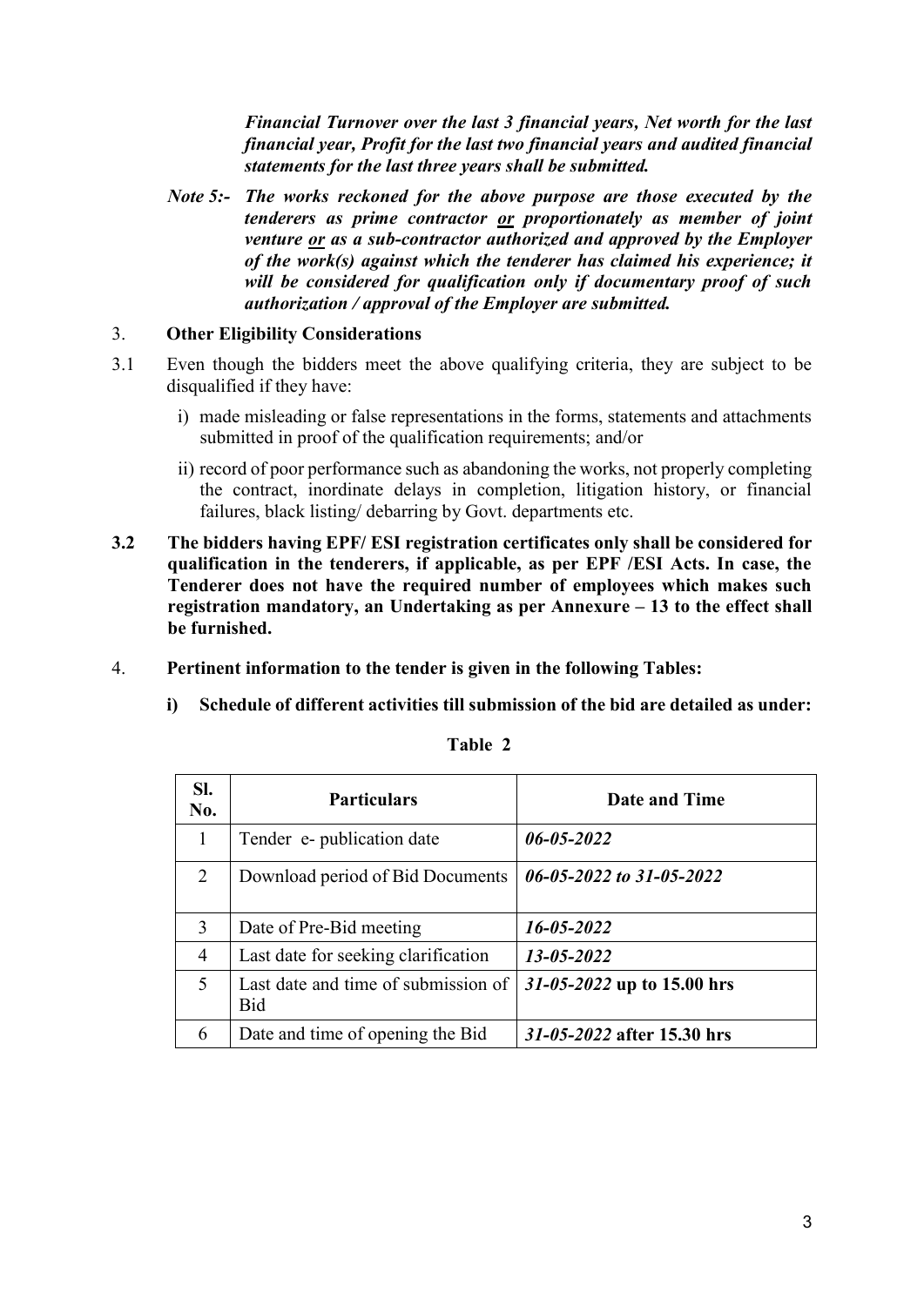*Financial Turnover over the last 3 financial years, Net worth for the last financial year, Profit for the last two financial years and audited financial statements for the last three years shall be submitted.*

***Note 5:-*** ***The works reckoned for the above purpose are those executed by the tenderers as prime contractor <u>or</u> proportionately as member of joint venture <u>or</u> as a sub-contractor authorized and approved by the Employer of the work(s) against which the tenderer has claimed his experience; it will be considered for qualification only if documentary proof of such authorization / approval of the Employer are submitted.***

## 3. Other Eligibility Considerations

3.1 Even though the bidders meet the above qualifying criteria, they are subject to be disqualified if they have:

i) made misleading or false representations in the forms, statements and attachments submitted in proof of the qualification requirements; and/or

ii) record of poor performance such as abandoning the works, not properly completing the contract, inordinate delays in completion, litigation history, or financial failures, black listing/ debarring by Govt. departments etc.

**3.2 The bidders having EPF/ ESI registration certificates only shall be considered for qualification in the tenderers, if applicable, as per EPF /ESI Acts. In case, the Tenderer does not have the required number of employees which makes such registration mandatory, an Undertaking as per Annexure – 13 to the effect shall be furnished.**

## 4. Pertinent information to the tender is given in the following Tables:

**i) Schedule of different activities till submission of the bid are detailed as under:**

**Table 2**

| Sl. No. | Particulars | Date and Time |
|---|---|---|
| 1 | Tender e- publication date | ***06-05-2022*** |
| 2 | Download period of Bid Documents | ***06-05-2022 to 31-05-2022*** |
| 3 | Date of Pre-Bid meeting | ***16-05-2022*** |
| 4 | Last date for seeking clarification | ***13-05-2022*** |
| 5 | Last date and time of submission of Bid | ***31-05-2022*** **up to 15.00 hrs** |
| 6 | Date and time of opening the Bid | ***31-05-2022*** **after 15.30 hrs** |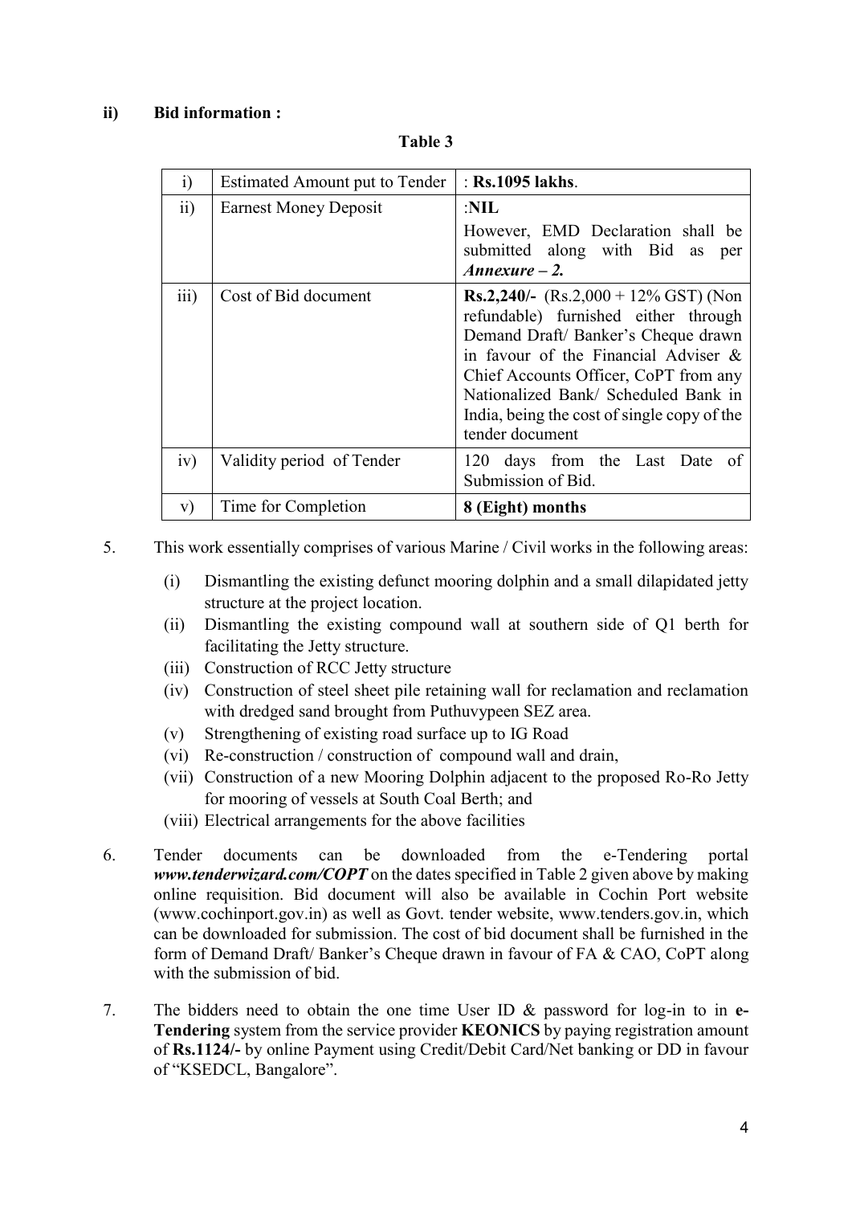**ii) Bid information :**

**Table 3**

| | | |
|---|---|---|
| i) | Estimated Amount put to Tender | : **Rs.1095 lakhs**. |
| ii) | Earnest Money Deposit | :**NIL**<br>However, EMD Declaration shall be submitted along with Bid as per ***Annexure – 2.*** |
| iii) | Cost of Bid document | **Rs.2,240/-** (Rs.2,000 + 12% GST) (Non refundable) furnished either through Demand Draft/ Banker's Cheque drawn in favour of the Financial Adviser & Chief Accounts Officer, CoPT from any Nationalized Bank/ Scheduled Bank in India, being the cost of single copy of the tender document |
| iv) | Validity period of Tender | 120 days from the Last Date of Submission of Bid. |
| v) | Time for Completion | **8 (Eight) months** |

5. This work essentially comprises of various Marine / Civil works in the following areas:

   (i) Dismantling the existing defunct mooring dolphin and a small dilapidated jetty structure at the project location.
   
   (ii) Dismantling the existing compound wall at southern side of Q1 berth for facilitating the Jetty structure.
   
   (iii) Construction of RCC Jetty structure
   
   (iv) Construction of steel sheet pile retaining wall for reclamation and reclamation with dredged sand brought from Puthuvypeen SEZ area.
   
   (v) Strengthening of existing road surface up to IG Road
   
   (vi) Re-construction / construction of compound wall and drain,
   
   (vii) Construction of a new Mooring Dolphin adjacent to the proposed Ro-Ro Jetty for mooring of vessels at South Coal Berth; and
   
   (viii) Electrical arrangements for the above facilities

6. Tender documents can be downloaded from the e-Tendering portal ***www.tenderwizard.com/COPT*** on the dates specified in Table 2 given above by making online requisition. Bid document will also be available in Cochin Port website (www.cochinport.gov.in) as well as Govt. tender website, www.tenders.gov.in, which can be downloaded for submission. The cost of bid document shall be furnished in the form of Demand Draft/ Banker's Cheque drawn in favour of FA & CAO, CoPT along with the submission of bid.

7. The bidders need to obtain the one time User ID & password for log-in to in **e-Tendering** system from the service provider **KEONICS** by paying registration amount of **Rs.1124/-** by online Payment using Credit/Debit Card/Net banking or DD in favour of "KSEDCL, Bangalore".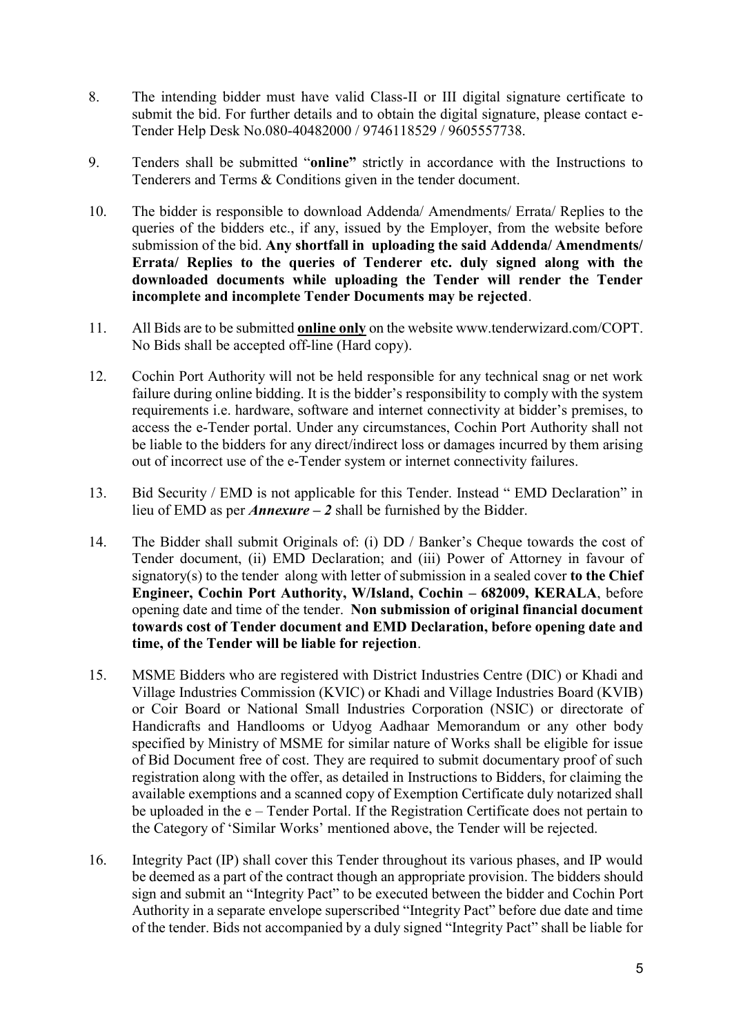8. The intending bidder must have valid Class-II or III digital signature certificate to submit the bid. For further details and to obtain the digital signature, please contact e-Tender Help Desk No.080-40482000 / 9746118529 / 9605557738.

9. Tenders shall be submitted "**online"** strictly in accordance with the Instructions to Tenderers and Terms & Conditions given in the tender document.

10. The bidder is responsible to download Addenda/ Amendments/ Errata/ Replies to the queries of the bidders etc., if any, issued by the Employer, from the website before submission of the bid. **Any shortfall in uploading the said Addenda/ Amendments/ Errata/ Replies to the queries of Tenderer etc. duly signed along with the downloaded documents while uploading the Tender will render the Tender incomplete and incomplete Tender Documents may be rejected**.

11. All Bids are to be submitted **online only** on the website www.tenderwizard.com/COPT. No Bids shall be accepted off-line (Hard copy).

12. Cochin Port Authority will not be held responsible for any technical snag or net work failure during online bidding. It is the bidder's responsibility to comply with the system requirements i.e. hardware, software and internet connectivity at bidder's premises, to access the e-Tender portal. Under any circumstances, Cochin Port Authority shall not be liable to the bidders for any direct/indirect loss or damages incurred by them arising out of incorrect use of the e-Tender system or internet connectivity failures.

13. Bid Security / EMD is not applicable for this Tender. Instead " EMD Declaration" in lieu of EMD as per ***Annexure – 2*** shall be furnished by the Bidder.

14. The Bidder shall submit Originals of: (i) DD / Banker's Cheque towards the cost of Tender document, (ii) EMD Declaration; and (iii) Power of Attorney in favour of signatory(s) to the tender along with letter of submission in a sealed cover **to the Chief Engineer, Cochin Port Authority, W/Island, Cochin – 682009, KERALA**, before opening date and time of the tender. **Non submission of original financial document towards cost of Tender document and EMD Declaration, before opening date and time, of the Tender will be liable for rejection**.

15. MSME Bidders who are registered with District Industries Centre (DIC) or Khadi and Village Industries Commission (KVIC) or Khadi and Village Industries Board (KVIB) or Coir Board or National Small Industries Corporation (NSIC) or directorate of Handicrafts and Handlooms or Udyog Aadhaar Memorandum or any other body specified by Ministry of MSME for similar nature of Works shall be eligible for issue of Bid Document free of cost. They are required to submit documentary proof of such registration along with the offer, as detailed in Instructions to Bidders, for claiming the available exemptions and a scanned copy of Exemption Certificate duly notarized shall be uploaded in the e – Tender Portal. If the Registration Certificate does not pertain to the Category of 'Similar Works' mentioned above, the Tender will be rejected.

16. Integrity Pact (IP) shall cover this Tender throughout its various phases, and IP would be deemed as a part of the contract though an appropriate provision. The bidders should sign and submit an "Integrity Pact" to be executed between the bidder and Cochin Port Authority in a separate envelope superscribed "Integrity Pact" before due date and time of the tender. Bids not accompanied by a duly signed "Integrity Pact" shall be liable for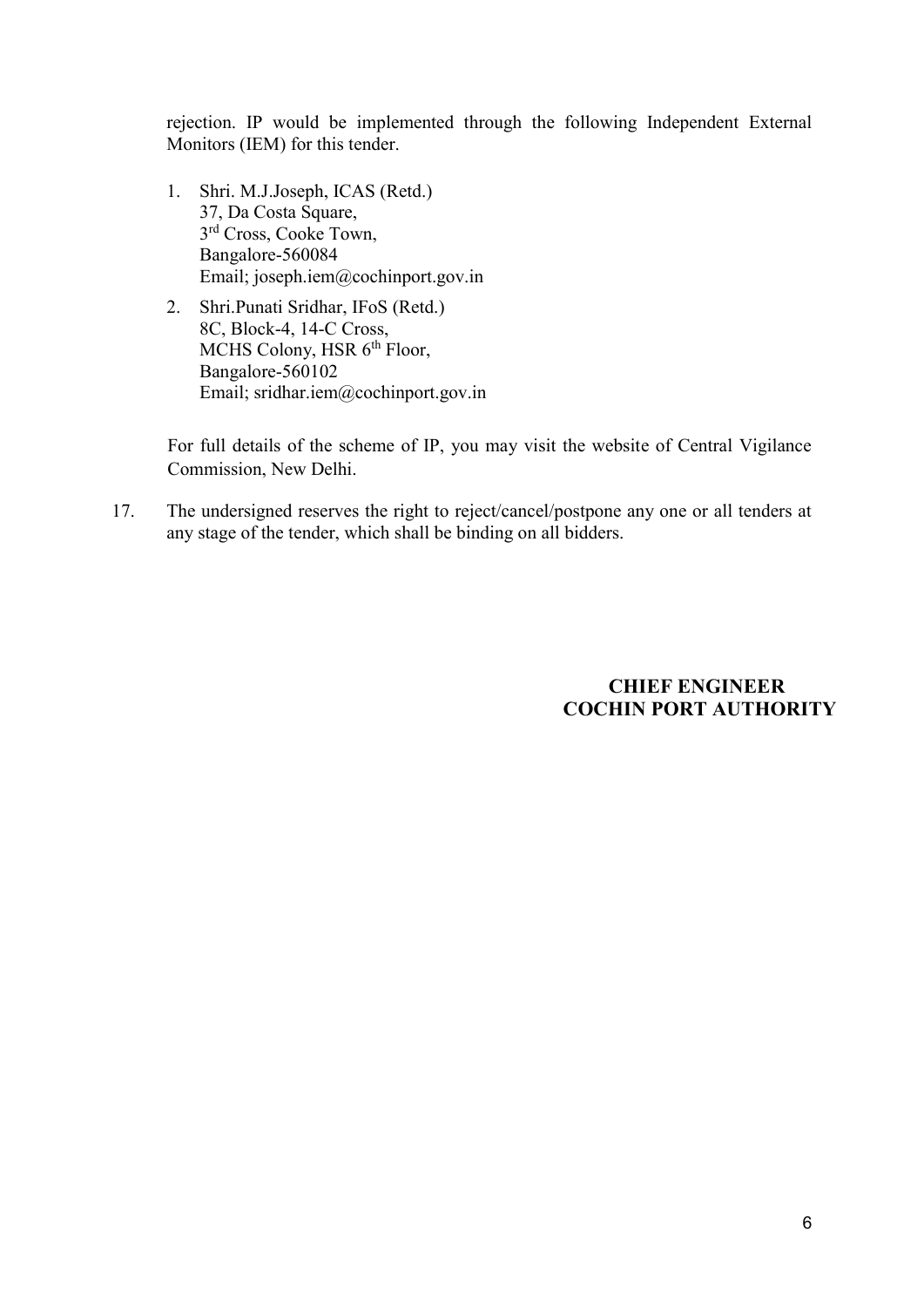rejection. IP would be implemented through the following Independent External Monitors (IEM) for this tender.

1. Shri. M.J.Joseph, ICAS (Retd.)
   37, Da Costa Square,
   3rd Cross, Cooke Town,
   Bangalore-560084
   Email; joseph.iem@cochinport.gov.in

2. Shri.Punati Sridhar, IFoS (Retd.)
   8C, Block-4, 14-C Cross,
   MCHS Colony, HSR 6th Floor,
   Bangalore-560102
   Email; sridhar.iem@cochinport.gov.in

For full details of the scheme of IP, you may visit the website of Central Vigilance Commission, New Delhi.

17. The undersigned reserves the right to reject/cancel/postpone any one or all tenders at any stage of the tender, which shall be binding on all bidders.

**CHIEF ENGINEER**
**COCHIN PORT AUTHORITY**